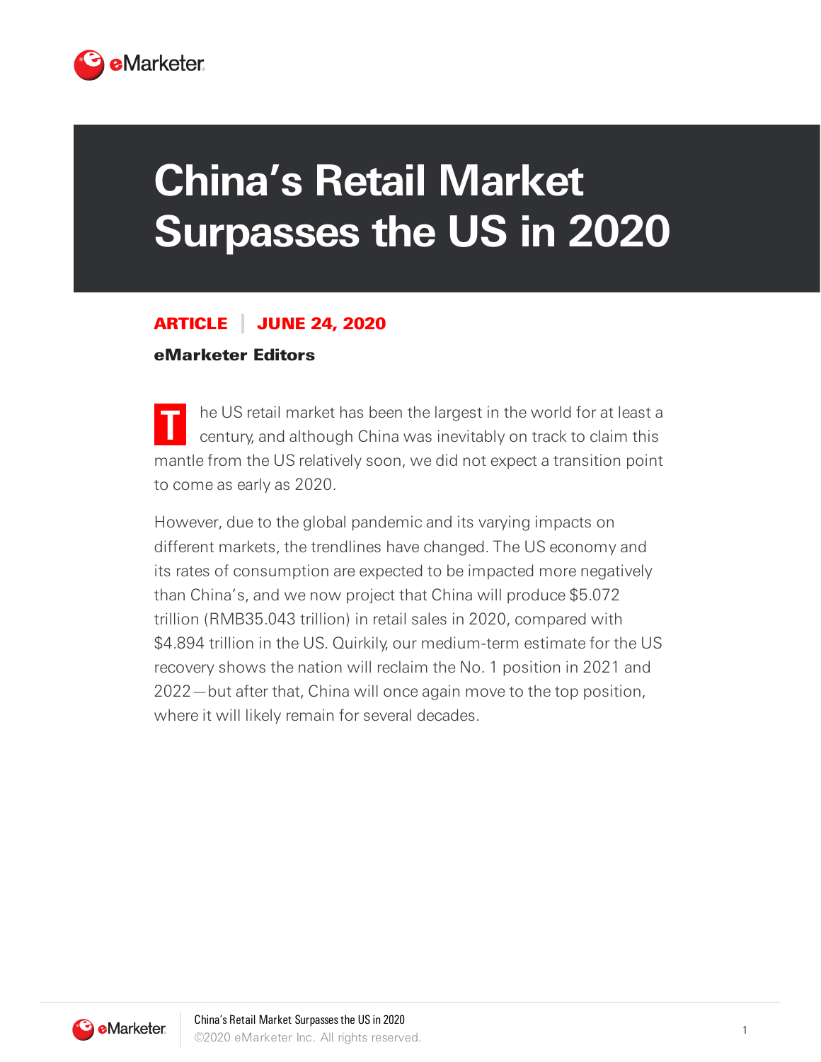# China's Retail Market Surpasses the US in 2020

**ARTICLE | JUNE 24, 2020**

**eMarketer Editors**

The US retail market has been the largest in the world for at least a century, and although China was inevitably on track to claim this mantle from the US relatively soon, we did not expect a transition point to come as early as 2020.

However, due to the global pandemic and its varying impacts on different markets, the trendlines have changed. The US economy and its rates of consumption are expected to be impacted more negatively than China's, and we now project that China will produce $5.072 trillion (RMB35.043 trillion) in retail sales in 2020, compared with $4.894 trillion in the US. Quirkily, our medium-term estimate for the US recovery shows the nation will reclaim the No. 1 position in 2021 and 2022—but after that, China will once again move to the top position, where it will likely remain for several decades.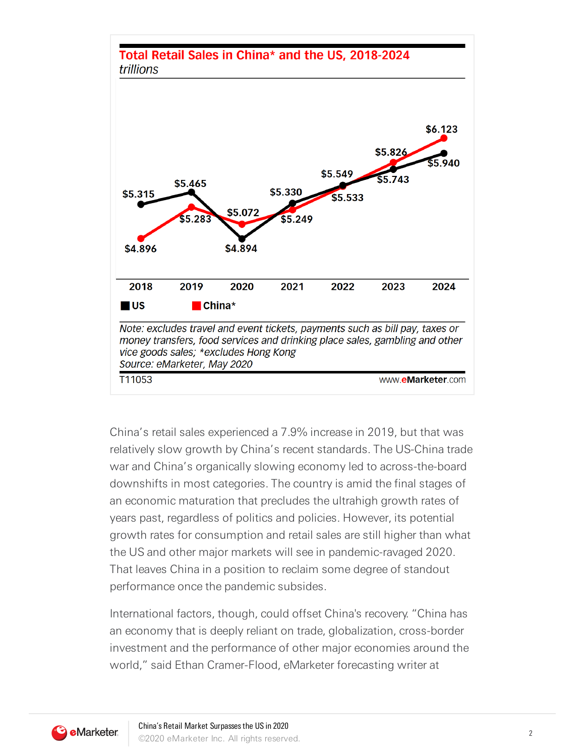## Total Retail Sales in China* and the US, 2018-2024

*trillions*

| | 2018 | 2019 | 2020 | 2021 | 2022 | 2023 | 2024 |
|---|---|---|---|---|---|---|---|
| US | $5.315 | $5.465 | $4.894 | $5.330 | $5.549 | $5.743 | $5.940 |
| China* | $4.896 | $5.283 | $5.072 | $5.249 | $5.533 | $5.826 | $6.123 |

*Note: excludes travel and event tickets, payments such as bill pay, taxes or money transfers, food services and drinking place sales, gambling and other vice goods sales; *excludes Hong Kong*
*Source: eMarketer, May 2020*

T11053 www.eMarketer.com

China's retail sales experienced a 7.9% increase in 2019, but that was relatively slow growth by China's recent standards. The US-China trade war and China's organically slowing economy led to across-the-board downshifts in most categories. The country is amid the final stages of an economic maturation that precludes the ultrahigh growth rates of years past, regardless of politics and policies. However, its potential growth rates for consumption and retail sales are still higher than what the US and other major markets will see in pandemic-ravaged 2020. That leaves China in a position to reclaim some degree of standout performance once the pandemic subsides.

International factors, though, could offset China's recovery. "China has an economy that is deeply reliant on trade, globalization, cross-border investment and the performance of other major economies around the world," said Ethan Cramer-Flood, eMarketer forecasting writer at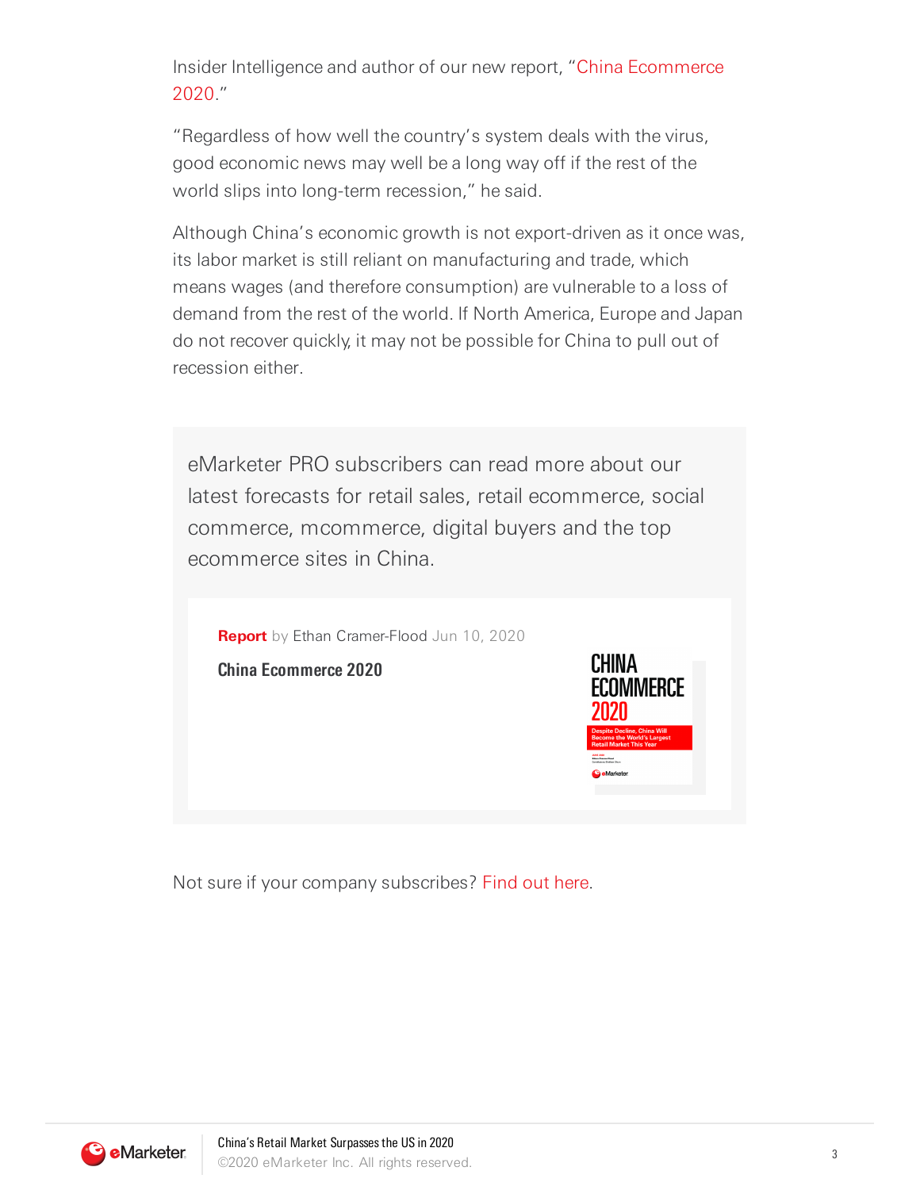Insider Intelligence and author of our new report, "China Ecommerce 2020."

"Regardless of how well the country's system deals with the virus, good economic news may well be a long way off if the rest of the world slips into long-term recession," he said.

Although China's economic growth is not export-driven as it once was, its labor market is still reliant on manufacturing and trade, which means wages (and therefore consumption) are vulnerable to a loss of demand from the rest of the world. If North America, Europe and Japan do not recover quickly, it may not be possible for China to pull out of recession either.

eMarketer PRO subscribers can read more about our latest forecasts for retail sales, retail ecommerce, social commerce, mcommerce, digital buyers and the top ecommerce sites in China.

**Report** by Ethan Cramer-Flood Jun 10, 2020

**China Ecommerce 2020**

CHINA ECOMMERCE 2020

Despite Decline, China Will Become the World's Largest Retail Market This Year

Not sure if your company subscribes? Find out here.